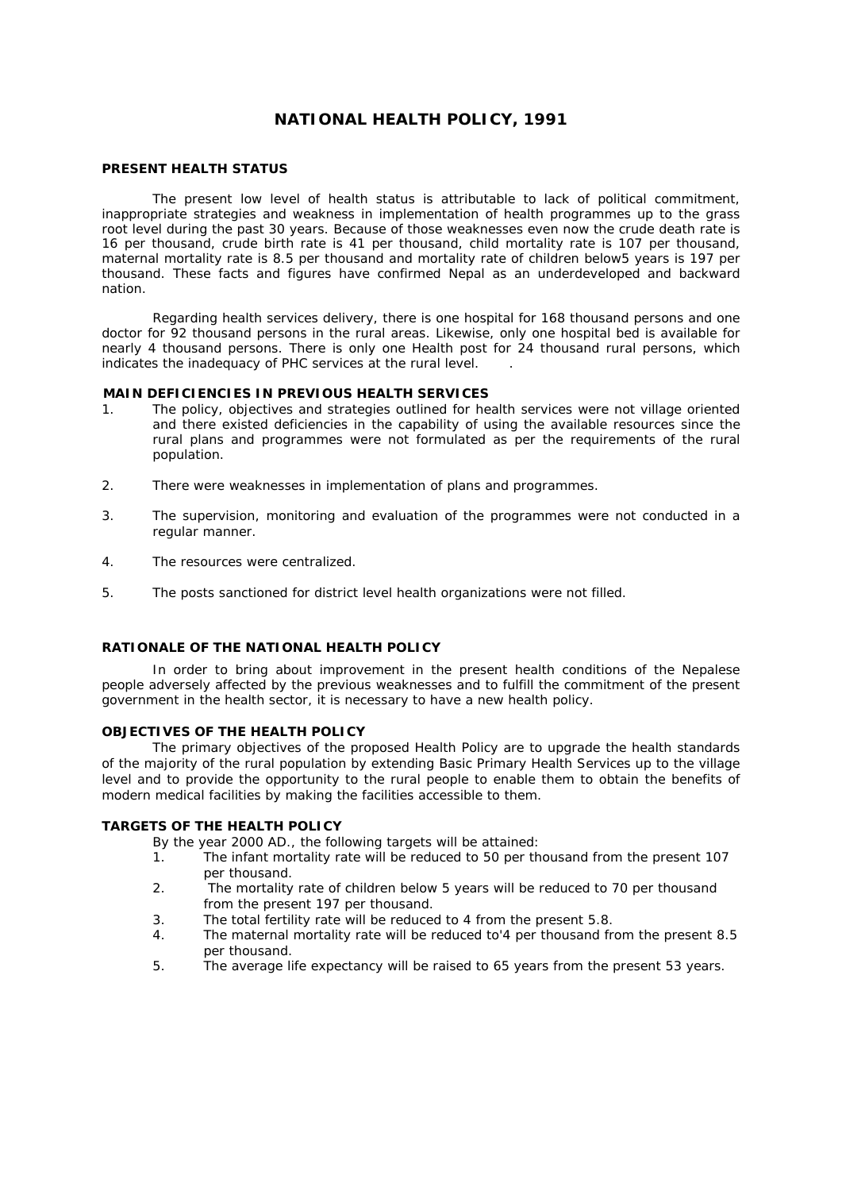# NATIONAL HEALTH POLICY, 1991

## PRESENT HEALTH STATUS

The present low level of health status is attributable to lack of political commitment, inappropriate strategies and weakness in implementation of health programmes up to the grass root level during the past 30 years. Because of those weaknesses even now the crude death rate is 16 per thousand, crude birth rate is 41 per thousand, child mortality rate is 107 per thousand, maternal mortality rate is 8.5 per thousand and mortality rate of children below5 years is 197 per thousand. These facts and figures have confirmed Nepal as an underdeveloped and backward nation.

Regarding health services delivery, there is one hospital for 168 thousand persons and one doctor for 92 thousand persons in the rural areas. Likewise, only one hospital bed is available for nearly 4 thousand persons. There is only one Health post for 24 thousand rural persons, which indicates the inadequacy of PHC services at the rural level.

## MAIN DEFICIENCIES IN PREVIOUS HEALTH SERVICES

1. The policy, objectives and strategies outlined for health services were not village oriented and there existed deficiencies in the capability of using the available resources since the rural plans and programmes were not formulated as per the requirements of the rural population.

2. There were weaknesses in implementation of plans and programmes.

3. The supervision, monitoring and evaluation of the programmes were not conducted in a regular manner.

4. The resources were centralized.

5. The posts sanctioned for district level health organizations were not filled.

## RATIONALE OF THE NATIONAL HEALTH POLICY

In order to bring about improvement in the present health conditions of the Nepalese people adversely affected by the previous weaknesses and to fulfill the commitment of the present government in the health sector, it is necessary to have a new health policy.

## OBJECTIVES OF THE HEALTH POLICY

The primary objectives of the proposed Health Policy are to upgrade the health standards of the majority of the rural population by extending Basic Primary Health Services up to the village level and to provide the opportunity to the rural people to enable them to obtain the benefits of modern medical facilities by making the facilities accessible to them.

## TARGETS OF THE HEALTH POLICY

By the year 2000 AD., the following targets will be attained:

1. The infant mortality rate will be reduced to 50 per thousand from the present 107 per thousand.
2. The mortality rate of children below 5 years will be reduced to 70 per thousand from the present 197 per thousand.
3. The total fertility rate will be reduced to 4 from the present 5.8.
4. The maternal mortality rate will be reduced to'4 per thousand from the present 8.5 per thousand.
5. The average life expectancy will be raised to 65 years from the present 53 years.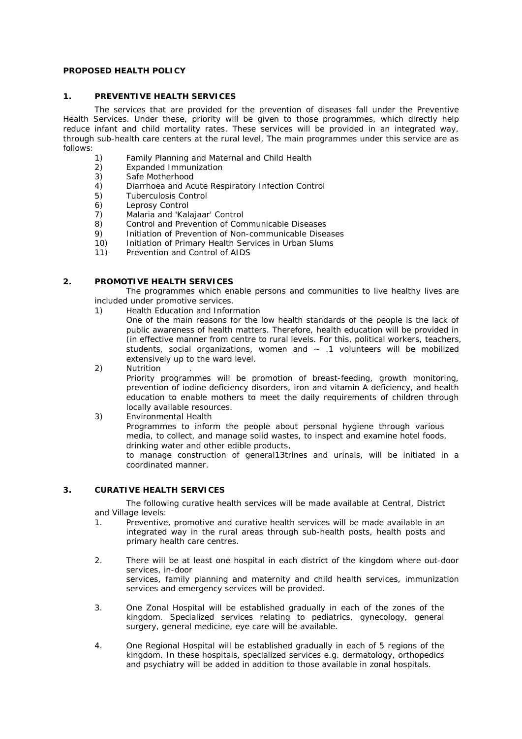**PROPOSED HEALTH POLICY**

## 1. PREVENTIVE HEALTH SERVICES

The services that are provided for the prevention of diseases fall under the Preventive Health Services. Under these, priority will be given to those programmes, which directly help reduce infant and child mortality rates. These services will be provided in an integrated way, through sub-health care centers at the rural level, The main programmes under this service are as follows:

1) Family Planning and Maternal and Child Health
2) Expanded Immunization
3) Safe Motherhood
4) Diarrhoea and Acute Respiratory Infection Control
5) Tuberculosis Control
6) Leprosy Control
7) Malaria and 'Kalajaar' Control
8) Control and Prevention of Communicable Diseases
9) Initiation of Prevention of Non-communicable Diseases
10) Initiation of Primary Health Services in Urban Slums
11) Prevention and Control of AIDS

## 2. PROMOTIVE HEALTH SERVICES

The programmes which enable persons and communities to live healthy lives are included under promotive services.

1) Health Education and Information

   One of the main reasons for the low health standards of the people is the lack of public awareness of health matters. Therefore, health education will be provided in (in effective manner from centre to rural levels. For this, political workers, teachers, students, social organizations, women and ~ .1 volunteers will be mobilized extensively up to the ward level.

2) Nutrition .

   Priority programmes will be promotion of breast-feeding, growth monitoring, prevention of iodine deficiency disorders, iron and vitamin A deficiency, and health education to enable mothers to meet the daily requirements of children through locally available resources.

3) Environmental Health

   Programmes to inform the people about personal hygiene through various media, to collect, and manage solid wastes, to inspect and examine hotel foods, drinking water and other edible products,
   to manage construction of general13trines and urinals, will be initiated in a coordinated manner.

## 3. CURATIVE HEALTH SERVICES

The following curative health services will be made available at Central, District and Village levels:

1. Preventive, promotive and curative health services will be made available in an integrated way in the rural areas through sub-health posts, health posts and primary health care centres.

2. There will be at least one hospital in each district of the kingdom where out-door services, in-door
   services, family planning and maternity and child health services, immunization services and emergency services will be provided.

3. One Zonal Hospital will be established gradually in each of the zones of the kingdom. Specialized services relating to pediatrics, gynecology, general surgery, general medicine, eye care will be available.

4. One Regional Hospital will be established gradually in each of 5 regions of the kingdom. In these hospitals, specialized services e.g. dermatology, orthopedics and psychiatry will be added in addition to those available in zonal hospitals.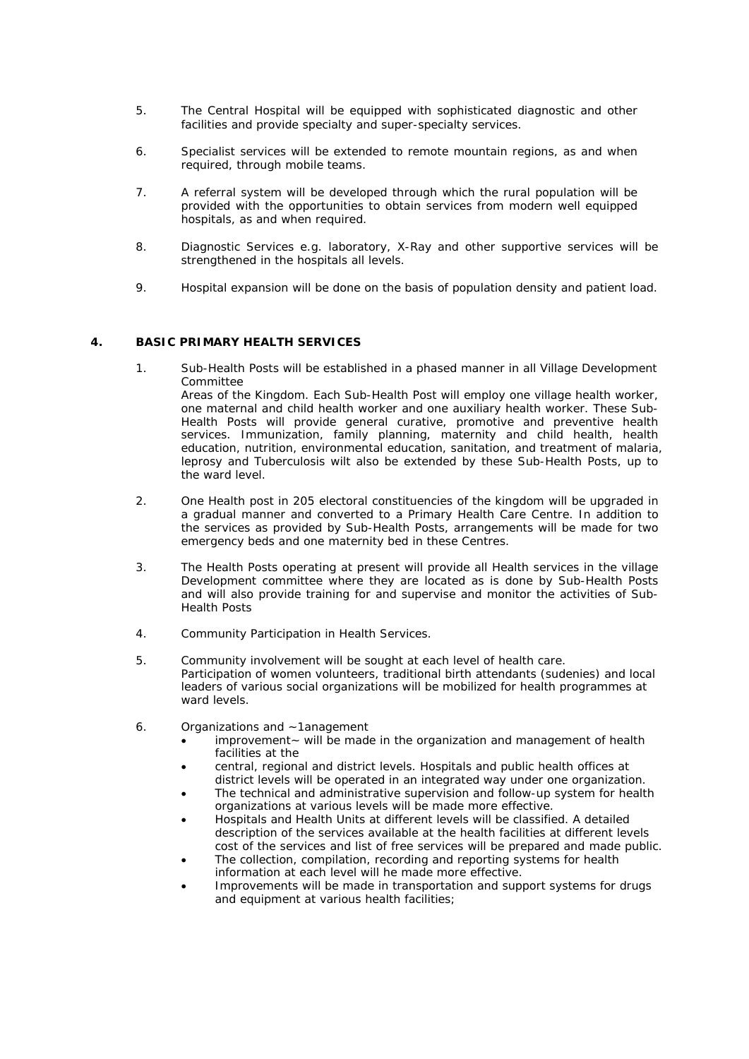5. The Central Hospital will be equipped with sophisticated diagnostic and other facilities and provide specialty and super-specialty services.

6. Specialist services will be extended to remote mountain regions, as and when required, through mobile teams.

7. A referral system will be developed through which the rural population will be provided with the opportunities to obtain services from modern well equipped hospitals, as and when required.

8. Diagnostic Services e.g. laboratory, X-Ray and other supportive services will be strengthened in the hospitals all levels.

9. Hospital expansion will be done on the basis of population density and patient load.

## 4. BASIC PRIMARY HEALTH SERVICES

1. Sub-Health Posts will be established in a phased manner in all Village Development Committee
   Areas of the Kingdom. Each Sub-Health Post will employ one village health worker, one maternal and child health worker and one auxiliary health worker. These Sub-Health Posts will provide general curative, promotive and preventive health services. Immunization, family planning, maternity and child health, health education, nutrition, environmental education, sanitation, and treatment of malaria, leprosy and Tuberculosis wilt also be extended by these Sub-Health Posts, up to the ward level.

2. One Health post in 205 electoral constituencies of the kingdom will be upgraded in a gradual manner and converted to a Primary Health Care Centre. In addition to the services as provided by Sub-Health Posts, arrangements will be made for two emergency beds and one maternity bed in these Centres.

3. The Health Posts operating at present will provide all Health services in the village Development committee where they are located as is done by Sub-Health Posts and will also provide training for and supervise and monitor the activities of Sub-Health Posts

4. Community Participation in Health Services.

5. Community involvement will be sought at each level of health care.
   Participation of women volunteers, traditional birth attendants (sudenies) and local leaders of various social organizations will be mobilized for health programmes at ward levels.

6. Organizations and ~1anagement
   - improvement~ will be made in the organization and management of health facilities at the
   - central, regional and district levels. Hospitals and public health offices at district levels will be operated in an integrated way under one organization.
   - The technical and administrative supervision and follow-up system for health organizations at various levels will be made more effective.
   - Hospitals and Health Units at different levels will be classified. A detailed description of the services available at the health facilities at different levels cost of the services and list of free services will be prepared and made public.
   - The collection, compilation, recording and reporting systems for health information at each level will he made more effective.
   - Improvements will be made in transportation and support systems for drugs and equipment at various health facilities;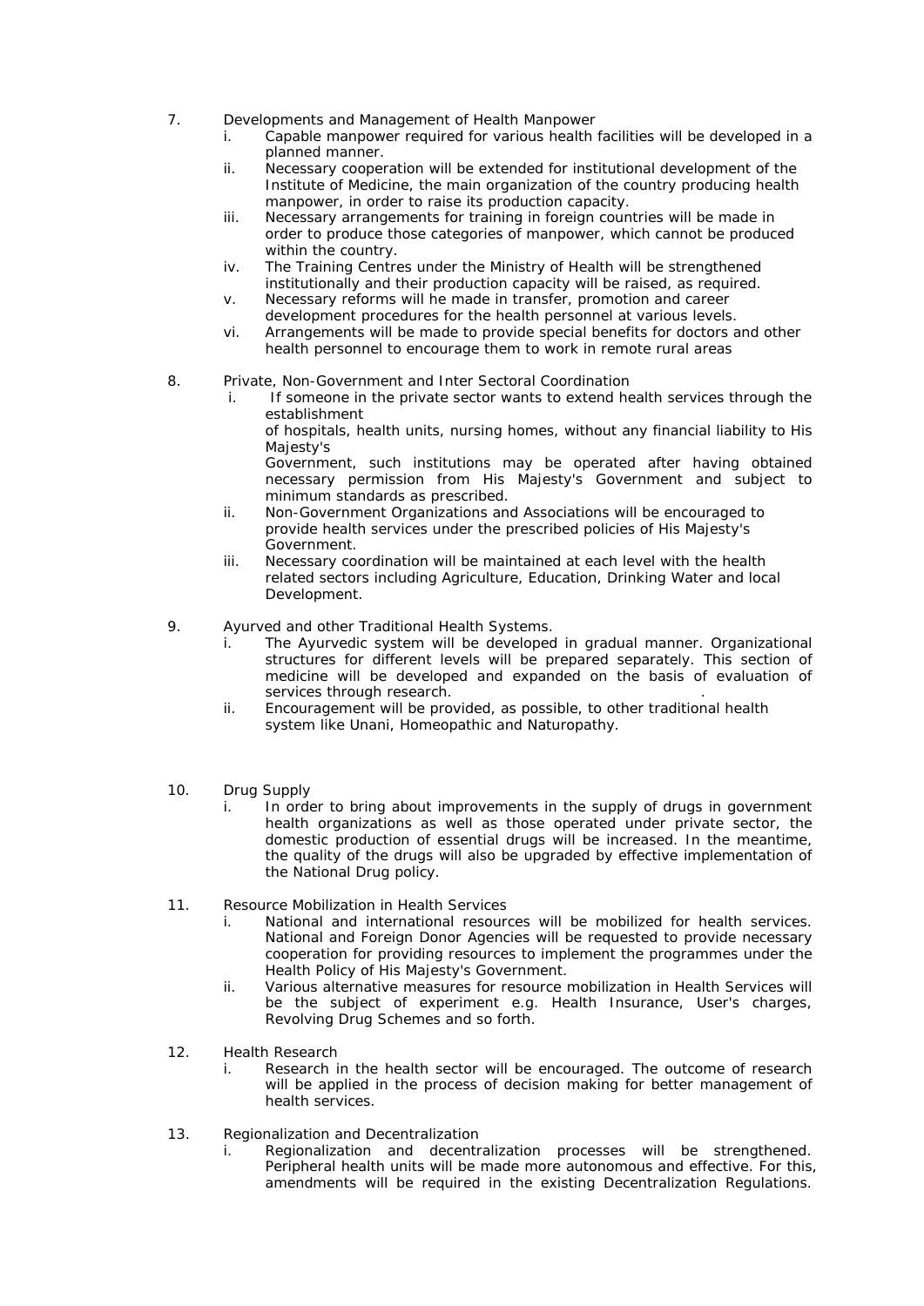7. Developments and Management of Health Manpower
    i. Capable manpower required for various health facilities will be developed in a planned manner.
    ii. Necessary cooperation will be extended for institutional development of the Institute of Medicine, the main organization of the country producing health manpower, in order to raise its production capacity.
    iii. Necessary arrangements for training in foreign countries will be made in order to produce those categories of manpower, which cannot be produced within the country.
    iv. The Training Centres under the Ministry of Health will be strengthened institutionally and their production capacity will be raised, as required.
    v. Necessary reforms will he made in transfer, promotion and career development procedures for the health personnel at various levels.
    vi. Arrangements will be made to provide special benefits for doctors and other health personnel to encourage them to work in remote rural areas

8. Private, Non-Government and Inter Sectoral Coordination
    i. If someone in the private sector wants to extend health services through the establishment of hospitals, health units, nursing homes, without any financial liability to His Majesty's Government, such institutions may be operated after having obtained necessary permission from His Majesty's Government and subject to minimum standards as prescribed.
    ii. Non-Government Organizations and Associations will be encouraged to provide health services under the prescribed policies of His Majesty's Government.
    iii. Necessary coordination will be maintained at each level with the health related sectors including Agriculture, Education, Drinking Water and local Development.

9. Ayurved and other Traditional Health Systems.
    i. The Ayurvedic system will be developed in gradual manner. Organizational structures for different levels will be prepared separately. This section of medicine will be developed and expanded on the basis of evaluation of services through research.
    ii. Encouragement will be provided, as possible, to other traditional health system like Unani, Homeopathic and Naturopathy.

10. Drug Supply
    i. In order to bring about improvements in the supply of drugs in government health organizations as well as those operated under private sector, the domestic production of essential drugs will be increased. In the meantime, the quality of the drugs will also be upgraded by effective implementation of the National Drug policy.

11. Resource Mobilization in Health Services
    i. National and international resources will be mobilized for health services. National and Foreign Donor Agencies will be requested to provide necessary cooperation for providing resources to implement the programmes under the Health Policy of His Majesty's Government.
    ii. Various alternative measures for resource mobilization in Health Services will be the subject of experiment e.g. Health Insurance, User's charges, Revolving Drug Schemes and so forth.

12. Health Research
    i. Research in the health sector will be encouraged. The outcome of research will be applied in the process of decision making for better management of health services.

13. Regionalization and Decentralization
    i. Regionalization and decentralization processes will be strengthened. Peripheral health units will be made more autonomous and effective. For this, amendments will be required in the existing Decentralization Regulations.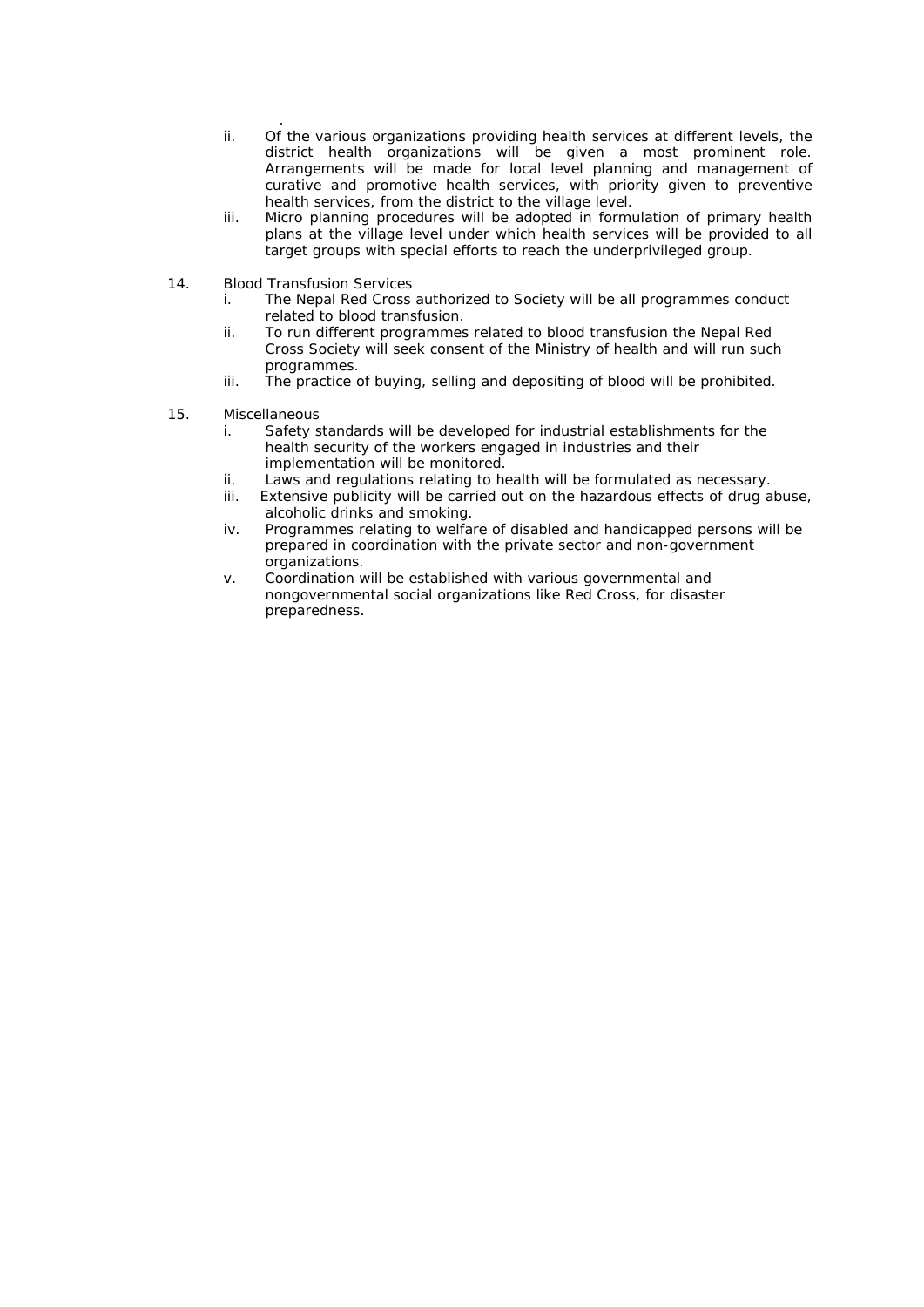ii. Of the various organizations providing health services at different levels, the district health organizations will be given a most prominent role. Arrangements will be made for local level planning and management of curative and promotive health services, with priority given to preventive health services, from the district to the village level.
iii. Micro planning procedures will be adopted in formulation of primary health plans at the village level under which health services will be provided to all target groups with special efforts to reach the underprivileged group.

14. Blood Transfusion Services
    i. The Nepal Red Cross authorized to Society will be all programmes conduct related to blood transfusion.
    ii. To run different programmes related to blood transfusion the Nepal Red Cross Society will seek consent of the Ministry of health and will run such programmes.
    iii. The practice of buying, selling and depositing of blood will be prohibited.

15. Miscellaneous
    i. Safety standards will be developed for industrial establishments for the health security of the workers engaged in industries and their implementation will be monitored.
    ii. Laws and regulations relating to health will be formulated as necessary.
    iii. Extensive publicity will be carried out on the hazardous effects of drug abuse, alcoholic drinks and smoking.
    iv. Programmes relating to welfare of disabled and handicapped persons will be prepared in coordination with the private sector and non-government organizations.
    v. Coordination will be established with various governmental and nongovernmental social organizations like Red Cross, for disaster preparedness.